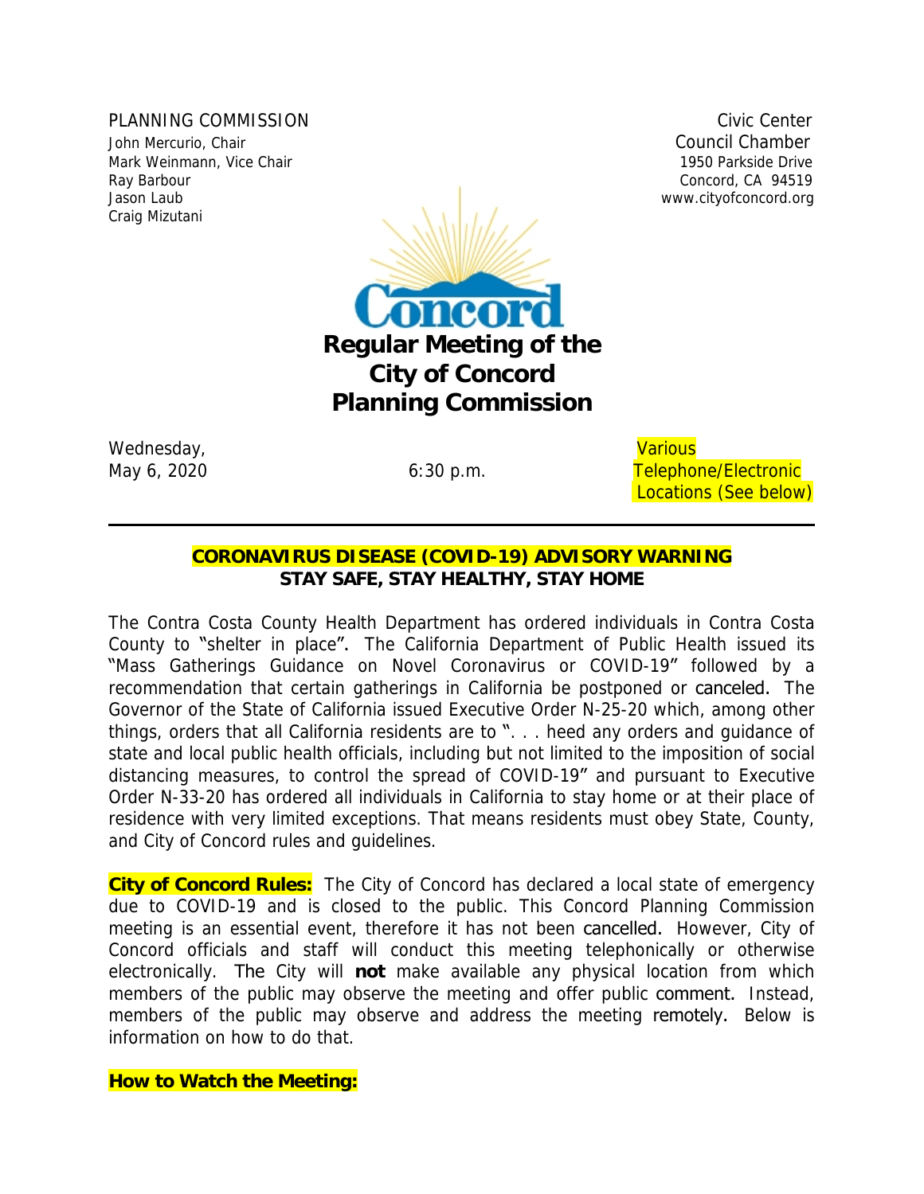PLANNING COMMISSION
John Mercurio, Chair
Mark Weinmann, Vice Chair
Ray Barbour
Jason Laub
Craig Mizutani

Civic Center
Council Chamber
1950 Parkside Drive
Concord, CA 94519
www.cityofconcord.org

# Regular Meeting of the City of Concord Planning Commission

Wednesday,
May 6, 2020

6:30 p.m.

Various Telephone/Electronic Locations (See below)

---

**CORONAVIRUS DISEASE (COVID-19) ADVISORY WARNING**
**STAY SAFE, STAY HEALTHY, STAY HOME**

The Contra Costa County Health Department has ordered individuals in Contra Costa County to "shelter in place". The California Department of Public Health issued its "Mass Gatherings Guidance on Novel Coronavirus or COVID-19" followed by a recommendation that certain gatherings in California be postponed or canceled. The Governor of the State of California issued Executive Order N-25-20 which, among other things, orders that all California residents are to ". . . heed any orders and guidance of state and local public health officials, including but not limited to the imposition of social distancing measures, to control the spread of COVID-19" and pursuant to Executive Order N-33-20 has ordered all individuals in California to stay home or at their place of residence with very limited exceptions. That means residents must obey State, County, and City of Concord rules and guidelines.

**City of Concord Rules:** The City of Concord has declared a local state of emergency due to COVID-19 and is closed to the public. This Concord Planning Commission meeting is an essential event, therefore it has not been cancelled. However, City of Concord officials and staff will conduct this meeting telephonically or otherwise electronically. The City will **not** make available any physical location from which members of the public may observe the meeting and offer public comment. Instead, members of the public may observe and address the meeting remotely. Below is information on how to do that.

**How to Watch the Meeting:**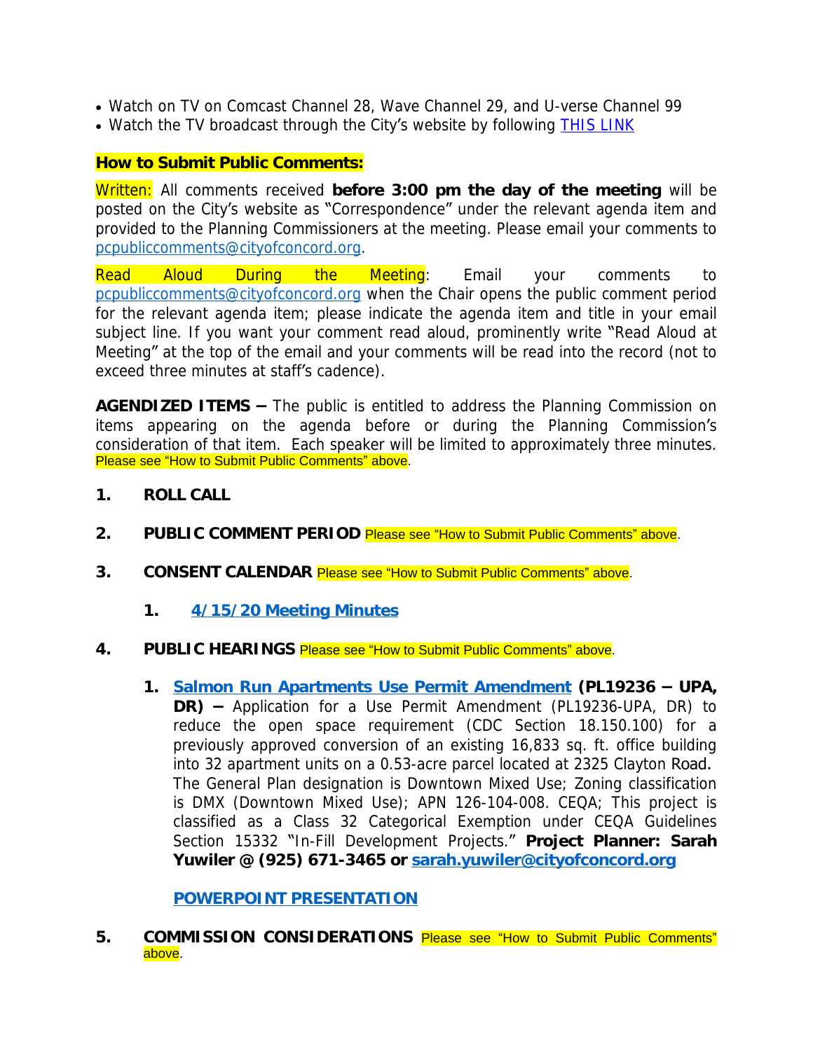- Watch on TV on Comcast Channel 28, Wave Channel 29, and U-verse Channel 99
- Watch the TV broadcast through the City's website by following THIS LINK

**How to Submit Public Comments:**

Written: All comments received **before 3:00 pm the day of the meeting** will be posted on the City's website as "Correspondence" under the relevant agenda item and provided to the Planning Commissioners at the meeting. Please email your comments to pcpubliccomments@cityofconcord.org.

Read Aloud During the Meeting: Email your comments to pcpubliccomments@cityofconcord.org when the Chair opens the public comment period for the relevant agenda item; please indicate the agenda item and title in your email subject line. If you want your comment read aloud, prominently write "Read Aloud at Meeting" at the top of the email and your comments will be read into the record (not to exceed three minutes at staff's cadence).

**AGENDIZED ITEMS –** The public is entitled to address the Planning Commission on items appearing on the agenda before or during the Planning Commission's consideration of that item. Each speaker will be limited to approximately three minutes. Please see "How to Submit Public Comments" above.

1. **ROLL CALL**

2. **PUBLIC COMMENT PERIOD** Please see "How to Submit Public Comments" above.

3. **CONSENT CALENDAR** Please see "How to Submit Public Comments" above.

   1. **4/15/20 Meeting Minutes**

4. **PUBLIC HEARINGS** Please see "How to Submit Public Comments" above.

   1. **Salmon Run Apartments Use Permit Amendment (PL19236 – UPA, DR) –** Application for a Use Permit Amendment (PL19236-UPA, DR) to reduce the open space requirement (CDC Section 18.150.100) for a previously approved conversion of an existing 16,833 sq. ft. office building into 32 apartment units on a 0.53-acre parcel located at 2325 Clayton Road. The General Plan designation is Downtown Mixed Use; Zoning classification is DMX (Downtown Mixed Use); APN 126-104-008. CEQA; This project is classified as a Class 32 Categorical Exemption under CEQA Guidelines Section 15332 "In-Fill Development Projects." **Project Planner: Sarah Yuwiler @ (925) 671-3465 or sarah.yuwiler@cityofconcord.org**

      **POWERPOINT PRESENTATION**

5. **COMMISSION CONSIDERATIONS** Please see "How to Submit Public Comments" above.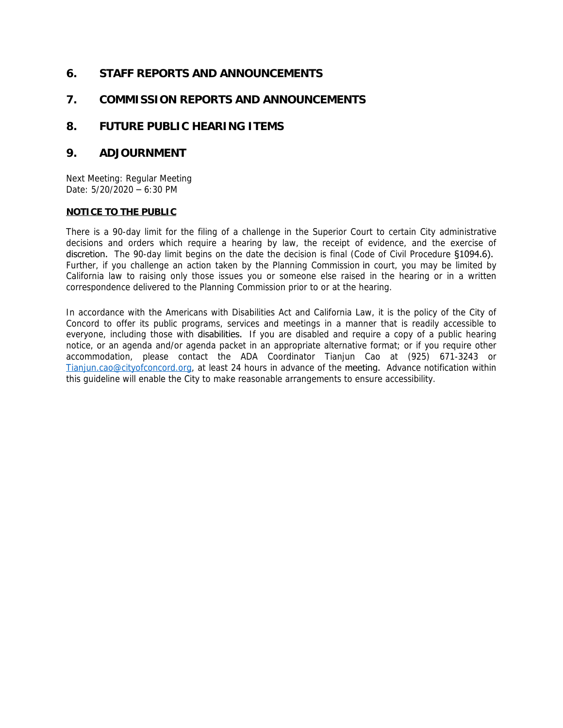## 6. STAFF REPORTS AND ANNOUNCEMENTS

## 7. COMMISSION REPORTS AND ANNOUNCEMENTS

## 8. FUTURE PUBLIC HEARING ITEMS

## 9. ADJOURNMENT

Next Meeting: Regular Meeting
Date: 5/20/2020 – 6:30 PM

**NOTICE TO THE PUBLIC**

There is a 90-day limit for the filing of a challenge in the Superior Court to certain City administrative decisions and orders which require a hearing by law, the receipt of evidence, and the exercise of discretion. The 90-day limit begins on the date the decision is final (Code of Civil Procedure §1094.6). Further, if you challenge an action taken by the Planning Commission in court, you may be limited by California law to raising only those issues you or someone else raised in the hearing or in a written correspondence delivered to the Planning Commission prior to or at the hearing.

In accordance with the Americans with Disabilities Act and California Law, it is the policy of the City of Concord to offer its public programs, services and meetings in a manner that is readily accessible to everyone, including those with disabilities. If you are disabled and require a copy of a public hearing notice, or an agenda and/or agenda packet in an appropriate alternative format; or if you require other accommodation, please contact the ADA Coordinator Tianjun Cao at (925) 671-3243 or Tianjun.cao@cityofconcord.org, at least 24 hours in advance of the meeting. Advance notification within this guideline will enable the City to make reasonable arrangements to ensure accessibility.